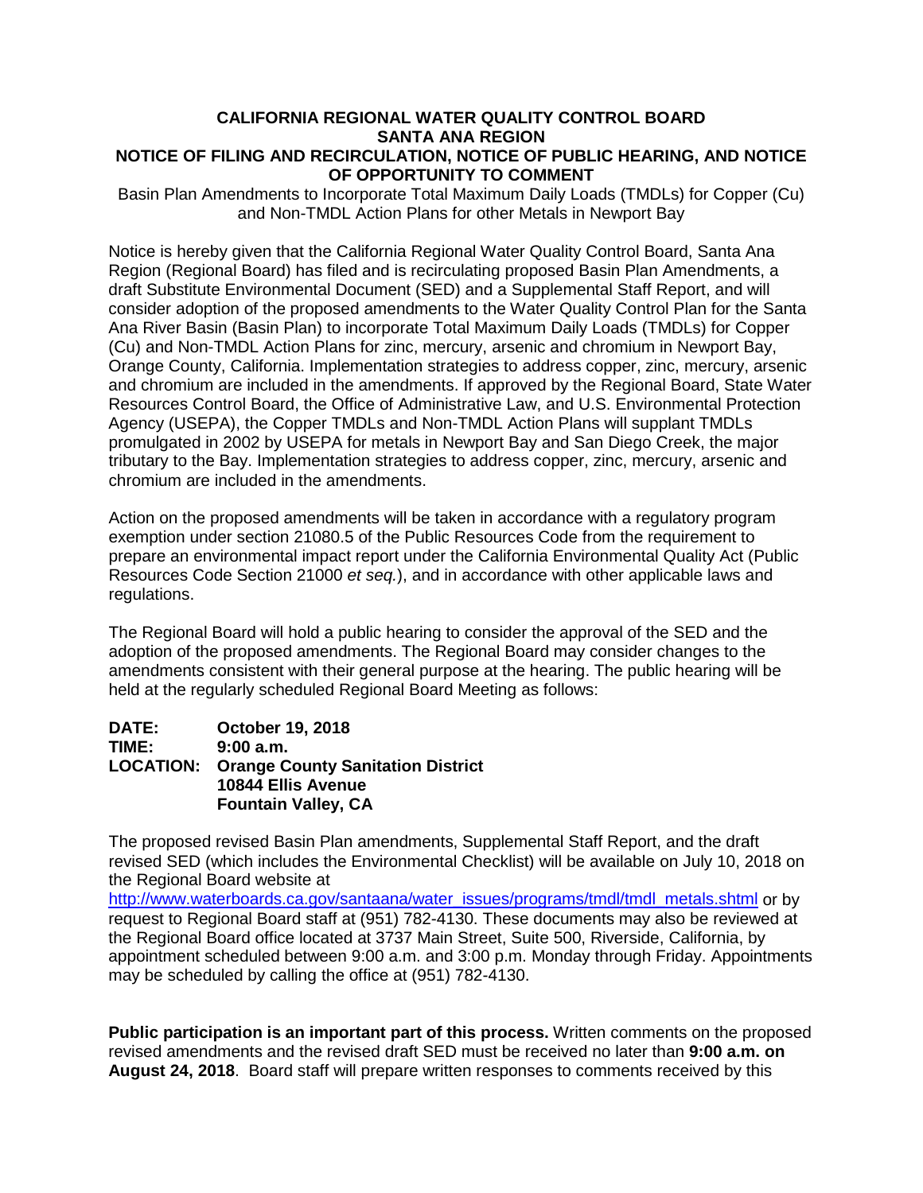**CALIFORNIA REGIONAL WATER QUALITY CONTROL BOARD**
**SANTA ANA REGION**
**NOTICE OF FILING AND RECIRCULATION, NOTICE OF PUBLIC HEARING, AND NOTICE OF OPPORTUNITY TO COMMENT**

Basin Plan Amendments to Incorporate Total Maximum Daily Loads (TMDLs) for Copper (Cu) and Non-TMDL Action Plans for other Metals in Newport Bay

Notice is hereby given that the California Regional Water Quality Control Board, Santa Ana Region (Regional Board) has filed and is recirculating proposed Basin Plan Amendments, a draft Substitute Environmental Document (SED) and a Supplemental Staff Report, and will consider adoption of the proposed amendments to the Water Quality Control Plan for the Santa Ana River Basin (Basin Plan) to incorporate Total Maximum Daily Loads (TMDLs) for Copper (Cu) and Non-TMDL Action Plans for zinc, mercury, arsenic and chromium in Newport Bay, Orange County, California. Implementation strategies to address copper, zinc, mercury, arsenic and chromium are included in the amendments. If approved by the Regional Board, State Water Resources Control Board, the Office of Administrative Law, and U.S. Environmental Protection Agency (USEPA), the Copper TMDLs and Non-TMDL Action Plans will supplant TMDLs promulgated in 2002 by USEPA for metals in Newport Bay and San Diego Creek, the major tributary to the Bay. Implementation strategies to address copper, zinc, mercury, arsenic and chromium are included in the amendments.

Action on the proposed amendments will be taken in accordance with a regulatory program exemption under section 21080.5 of the Public Resources Code from the requirement to prepare an environmental impact report under the California Environmental Quality Act (Public Resources Code Section 21000 *et seq.*), and in accordance with other applicable laws and regulations.

The Regional Board will hold a public hearing to consider the approval of the SED and the adoption of the proposed amendments. The Regional Board may consider changes to the amendments consistent with their general purpose at the hearing. The public hearing will be held at the regularly scheduled Regional Board Meeting as follows:

**DATE:** **October 19, 2018**
**TIME:** **9:00 a.m.**
**LOCATION:** **Orange County Sanitation District**
**10844 Ellis Avenue**
**Fountain Valley, CA**

The proposed revised Basin Plan amendments, Supplemental Staff Report, and the draft revised SED (which includes the Environmental Checklist) will be available on July 10, 2018 on the Regional Board website at http://www.waterboards.ca.gov/santaana/water_issues/programs/tmdl/tmdl_metals.shtml or by request to Regional Board staff at (951) 782-4130. These documents may also be reviewed at the Regional Board office located at 3737 Main Street, Suite 500, Riverside, California, by appointment scheduled between 9:00 a.m. and 3:00 p.m. Monday through Friday. Appointments may be scheduled by calling the office at (951) 782-4130.

**Public participation is an important part of this process.** Written comments on the proposed revised amendments and the revised draft SED must be received no later than **9:00 a.m. on August 24, 2018**. Board staff will prepare written responses to comments received by this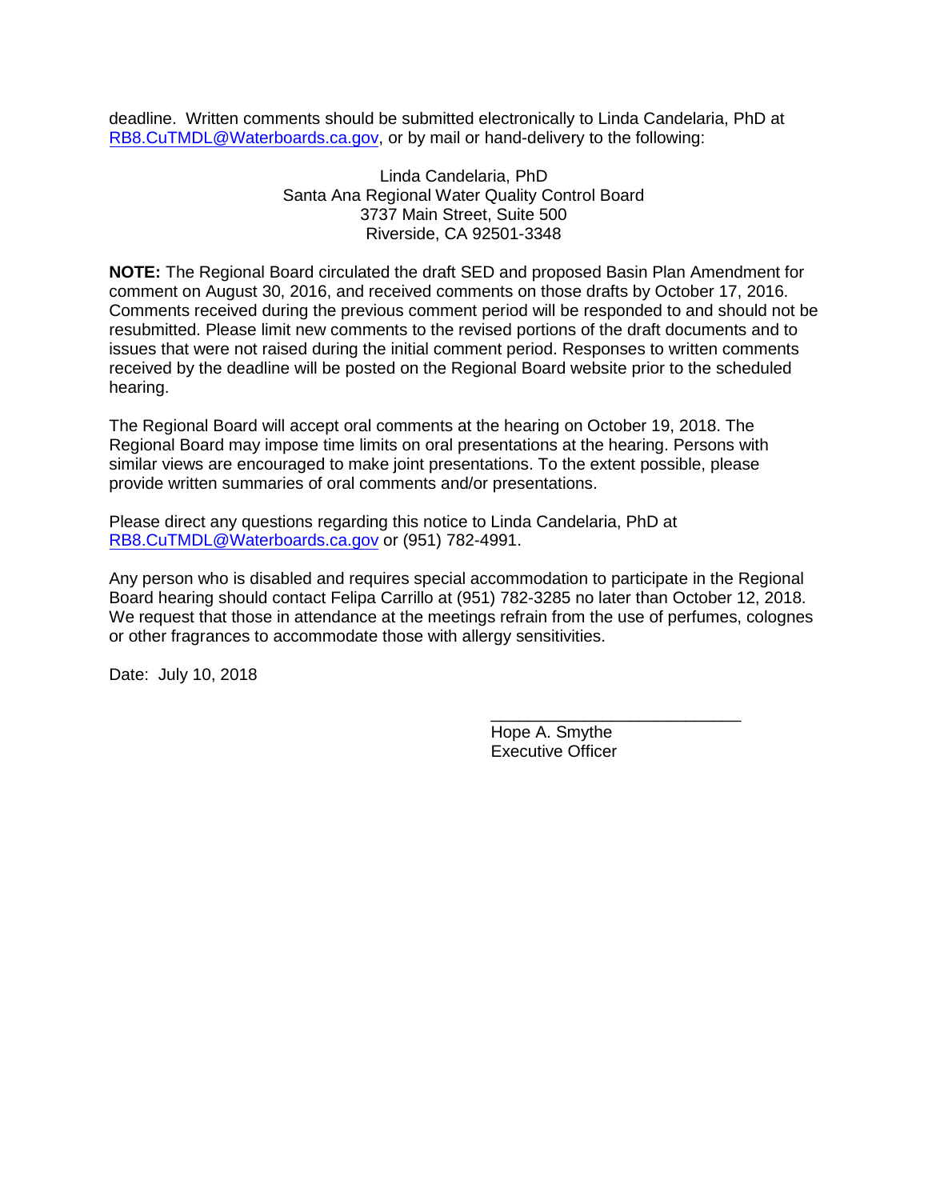deadline. Written comments should be submitted electronically to Linda Candelaria, PhD at RB8.CuTMDL@Waterboards.ca.gov, or by mail or hand-delivery to the following:

Linda Candelaria, PhD
Santa Ana Regional Water Quality Control Board
3737 Main Street, Suite 500
Riverside, CA 92501-3348

**NOTE:** The Regional Board circulated the draft SED and proposed Basin Plan Amendment for comment on August 30, 2016, and received comments on those drafts by October 17, 2016. Comments received during the previous comment period will be responded to and should not be resubmitted. Please limit new comments to the revised portions of the draft documents and to issues that were not raised during the initial comment period. Responses to written comments received by the deadline will be posted on the Regional Board website prior to the scheduled hearing.

The Regional Board will accept oral comments at the hearing on October 19, 2018. The Regional Board may impose time limits on oral presentations at the hearing. Persons with similar views are encouraged to make joint presentations. To the extent possible, please provide written summaries of oral comments and/or presentations.

Please direct any questions regarding this notice to Linda Candelaria, PhD at RB8.CuTMDL@Waterboards.ca.gov or (951) 782-4991.

Any person who is disabled and requires special accommodation to participate in the Regional Board hearing should contact Felipa Carrillo at (951) 782-3285 no later than October 12, 2018. We request that those in attendance at the meetings refrain from the use of perfumes, colognes or other fragrances to accommodate those with allergy sensitivities.

Date: July 10, 2018

\_\_\_\_\_\_\_\_\_\_\_\_\_\_\_\_\_\_\_\_\_\_\_\_\_\_\_\_

Hope A. Smythe
Executive Officer